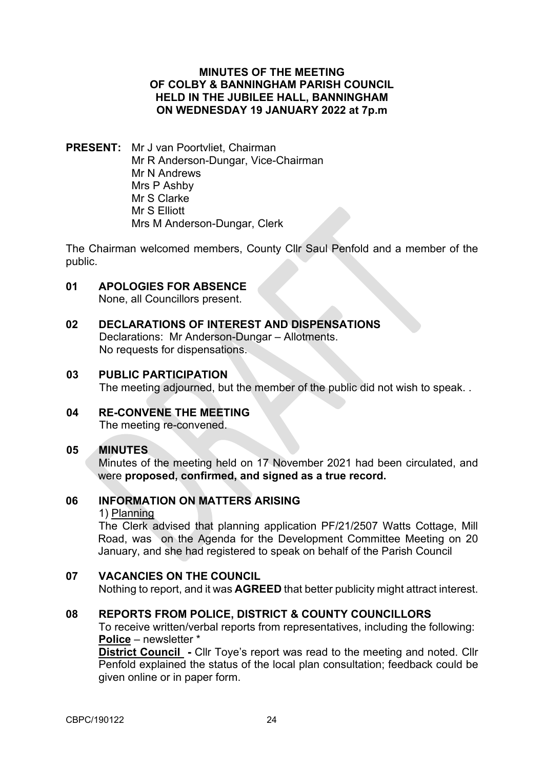**MINUTES OF THE MEETING**
**OF COLBY & BANNINGHAM PARISH COUNCIL**
**HELD IN THE JUBILEE HALL, BANNINGHAM**
**ON WEDNESDAY 19 JANUARY 2022 at 7p.m**

**PRESENT:** Mr J van Poortvliet, Chairman
Mr R Anderson-Dungar, Vice-Chairman
Mr N Andrews
Mrs P Ashby
Mr S Clarke
Mr S Elliott
Mrs M Anderson-Dungar, Clerk

The Chairman welcomed members, County Cllr Saul Penfold and a member of the public.

**01 APOLOGIES FOR ABSENCE**

None, all Councillors present.

**02 DECLARATIONS OF INTEREST AND DISPENSATIONS**

Declarations: Mr Anderson-Dungar – Allotments.
No requests for dispensations.

**03 PUBLIC PARTICIPATION**

The meeting adjourned, but the member of the public did not wish to speak. .

**04 RE-CONVENE THE MEETING**

The meeting re-convened.

**05 MINUTES**

Minutes of the meeting held on 17 November 2021 had been circulated, and were **proposed, confirmed, and signed as a true record.**

**06 INFORMATION ON MATTERS ARISING**

1) Planning

The Clerk advised that planning application PF/21/2507 Watts Cottage, Mill Road, was on the Agenda for the Development Committee Meeting on 20 January, and she had registered to speak on behalf of the Parish Council

**07 VACANCIES ON THE COUNCIL**

Nothing to report, and it was **AGREED** that better publicity might attract interest.

**08 REPORTS FROM POLICE, DISTRICT & COUNTY COUNCILLORS**

To receive written/verbal reports from representatives, including the following:

**Police** – newsletter *

**District Council -** Cllr Toye's report was read to the meeting and noted. Cllr Penfold explained the status of the local plan consultation; feedback could be given online or in paper form.

CBPC/190122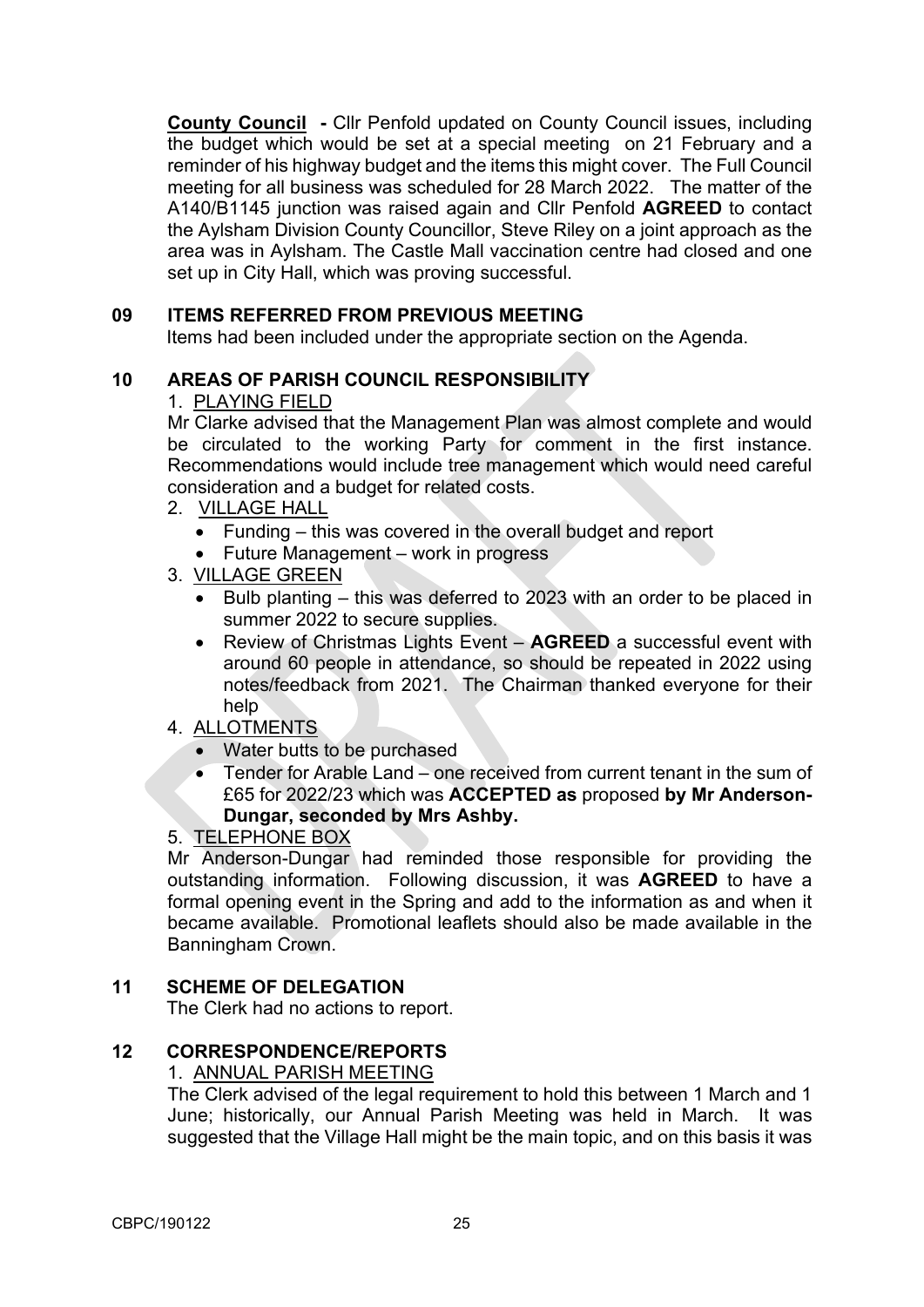**County Council** **-** Cllr Penfold updated on County Council issues, including the budget which would be set at a special meeting on 21 February and a reminder of his highway budget and the items this might cover. The Full Council meeting for all business was scheduled for 28 March 2022. The matter of the A140/B1145 junction was raised again and Cllr Penfold **AGREED** to contact the Aylsham Division County Councillor, Steve Riley on a joint approach as the area was in Aylsham. The Castle Mall vaccination centre had closed and one set up in City Hall, which was proving successful.

## 09 ITEMS REFERRED FROM PREVIOUS MEETING

Items had been included under the appropriate section on the Agenda.

## 10 AREAS OF PARISH COUNCIL RESPONSIBILITY

1. PLAYING FIELD

Mr Clarke advised that the Management Plan was almost complete and would be circulated to the working Party for comment in the first instance. Recommendations would include tree management which would need careful consideration and a budget for related costs.

2. VILLAGE HALL
   - Funding – this was covered in the overall budget and report
   - Future Management – work in progress
3. VILLAGE GREEN
   - Bulb planting – this was deferred to 2023 with an order to be placed in summer 2022 to secure supplies.
   - Review of Christmas Lights Event – **AGREED** a successful event with around 60 people in attendance, so should be repeated in 2022 using notes/feedback from 2021. The Chairman thanked everyone for their help
4. ALLOTMENTS
   - Water butts to be purchased
   - Tender for Arable Land – one received from current tenant in the sum of £65 for 2022/23 which was **ACCEPTED as** proposed **by Mr Anderson-Dungar, seconded by Mrs Ashby.**
5. TELEPHONE BOX

Mr Anderson-Dungar had reminded those responsible for providing the outstanding information. Following discussion, it was **AGREED** to have a formal opening event in the Spring and add to the information as and when it became available. Promotional leaflets should also be made available in the Banningham Crown.

## 11 SCHEME OF DELEGATION

The Clerk had no actions to report.

## 12 CORRESPONDENCE/REPORTS

1. ANNUAL PARISH MEETING

The Clerk advised of the legal requirement to hold this between 1 March and 1 June; historically, our Annual Parish Meeting was held in March. It was suggested that the Village Hall might be the main topic, and on this basis it was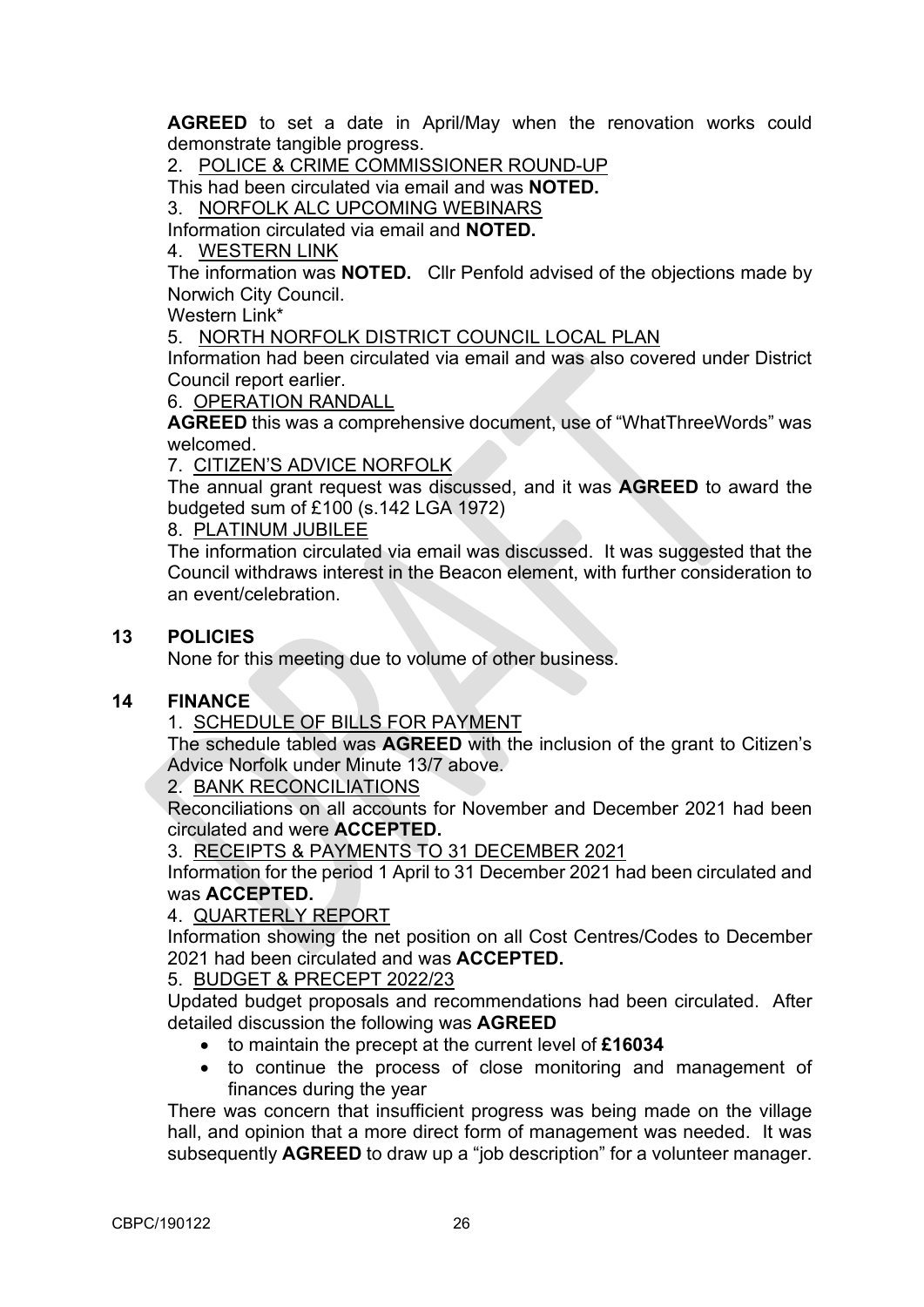**AGREED** to set a date in April/May when the renovation works could demonstrate tangible progress.

2. POLICE & CRIME COMMISSIONER ROUND-UP

This had been circulated via email and was **NOTED.**

3. NORFOLK ALC UPCOMING WEBINARS

Information circulated via email and **NOTED.**

4. WESTERN LINK

The information was **NOTED.** Cllr Penfold advised of the objections made by Norwich City Council.

Western Link*

5. NORTH NORFOLK DISTRICT COUNCIL LOCAL PLAN

Information had been circulated via email and was also covered under District Council report earlier.

6. OPERATION RANDALL

**AGREED** this was a comprehensive document, use of "WhatThreeWords" was welcomed.

7. CITIZEN'S ADVICE NORFOLK

The annual grant request was discussed, and it was **AGREED** to award the budgeted sum of £100 (s.142 LGA 1972)

8. PLATINUM JUBILEE

The information circulated via email was discussed. It was suggested that the Council withdraws interest in the Beacon element, with further consideration to an event/celebration.

## 13 POLICIES

None for this meeting due to volume of other business.

## 14 FINANCE

1. SCHEDULE OF BILLS FOR PAYMENT

The schedule tabled was **AGREED** with the inclusion of the grant to Citizen's Advice Norfolk under Minute 13/7 above.

2. BANK RECONCILIATIONS

Reconciliations on all accounts for November and December 2021 had been circulated and were **ACCEPTED.**

3. RECEIPTS & PAYMENTS TO 31 DECEMBER 2021

Information for the period 1 April to 31 December 2021 had been circulated and was **ACCEPTED.**

4. QUARTERLY REPORT

Information showing the net position on all Cost Centres/Codes to December 2021 had been circulated and was **ACCEPTED.**

5. BUDGET & PRECEPT 2022/23

Updated budget proposals and recommendations had been circulated. After detailed discussion the following was **AGREED**

- to maintain the precept at the current level of **£16034**
- to continue the process of close monitoring and management of finances during the year

There was concern that insufficient progress was being made on the village hall, and opinion that a more direct form of management was needed. It was subsequently **AGREED** to draw up a "job description" for a volunteer manager.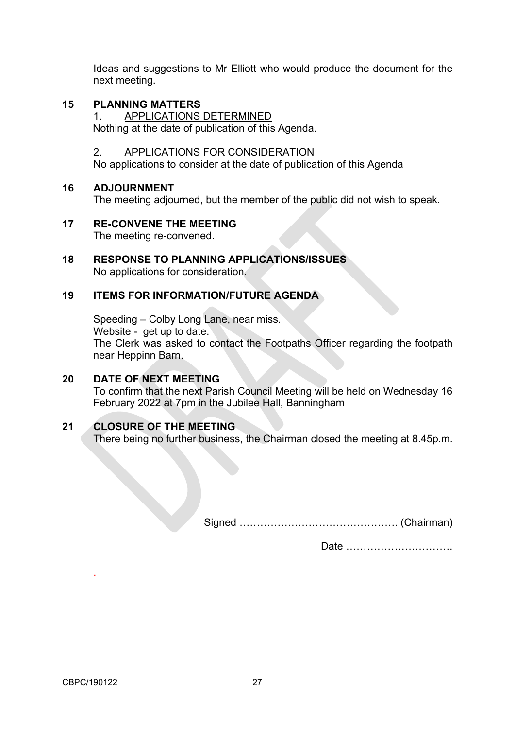Ideas and suggestions to Mr Elliott who would produce the document for the next meeting.

## 15 PLANNING MATTERS

1. APPLICATIONS DETERMINED

Nothing at the date of publication of this Agenda.

2. APPLICATIONS FOR CONSIDERATION

No applications to consider at the date of publication of this Agenda

## 16 ADJOURNMENT

The meeting adjourned, but the member of the public did not wish to speak.

## 17 RE-CONVENE THE MEETING

The meeting re-convened.

## 18 RESPONSE TO PLANNING APPLICATIONS/ISSUES

No applications for consideration.

## 19 ITEMS FOR INFORMATION/FUTURE AGENDA

Speeding – Colby Long Lane, near miss.
Website - get up to date.
The Clerk was asked to contact the Footpaths Officer regarding the footpath near Heppinn Barn.

## 20 DATE OF NEXT MEETING

To confirm that the next Parish Council Meeting will be held on Wednesday 16 February 2022 at 7pm in the Jubilee Hall, Banningham

## 21 CLOSURE OF THE MEETING

There being no further business, the Chairman closed the meeting at 8.45p.m.

Signed ………………………………………. (Chairman)

Date ………………………….

.

CBPC/190122